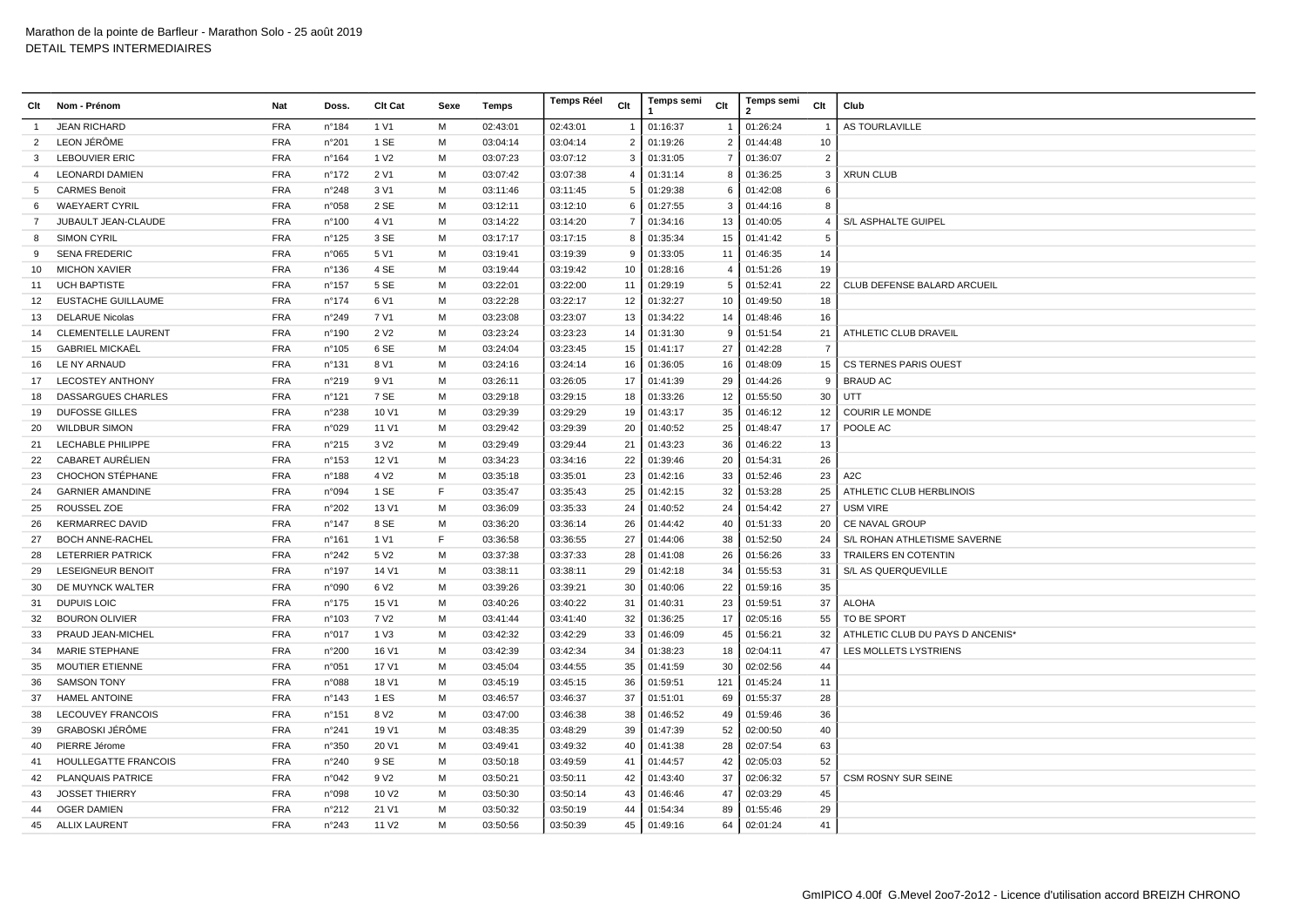Marathon de la pointe de Barfleur - Marathon Solo - 25 août 2019
DETAIL TEMPS INTERMEDIAIRES

| Clt | Nom - Prénom | Nat | Doss. | Clt Cat | Sexe | Temps | Temps Réel | Clt | Temps semi 1 | Clt | Temps semi 2 | Clt | Club |
|---|---|---|---|---|---|---|---|---|---|---|---|---|---|
| 1 | JEAN RICHARD | FRA | n°184 | 1 V1 | M | 02:43:01 | 02:43:01 | 1 | 01:16:37 | 1 | 01:26:24 | 1 | AS TOURLAVILLE |
| 2 | LEON JÉRÔME | FRA | n°201 | 1 SE | M | 03:04:14 | 03:04:14 | 2 | 01:19:26 | 2 | 01:44:48 | 10 | |
| 3 | LEBOUVIER ERIC | FRA | n°164 | 1 V2 | M | 03:07:23 | 03:07:12 | 3 | 01:31:05 | 7 | 01:36:07 | 2 | |
| 4 | LEONARDI DAMIEN | FRA | n°172 | 2 V1 | M | 03:07:42 | 03:07:38 | 4 | 01:31:14 | 8 | 01:36:25 | 3 | XRUN CLUB |
| 5 | CARMES Benoit | FRA | n°248 | 3 V1 | M | 03:11:46 | 03:11:45 | 5 | 01:29:38 | 6 | 01:42:08 | 6 | |
| 6 | WAEYAERT CYRIL | FRA | n°058 | 2 SE | M | 03:12:11 | 03:12:10 | 6 | 01:27:55 | 3 | 01:44:16 | 8 | |
| 7 | JUBAULT JEAN-CLAUDE | FRA | n°100 | 4 V1 | M | 03:14:22 | 03:14:20 | 7 | 01:34:16 | 13 | 01:40:05 | 4 | S/L ASPHALTE GUIPEL |
| 8 | SIMON CYRIL | FRA | n°125 | 3 SE | M | 03:17:17 | 03:17:15 | 8 | 01:35:34 | 15 | 01:41:42 | 5 | |
| 9 | SENA FREDERIC | FRA | n°065 | 5 V1 | M | 03:19:41 | 03:19:39 | 9 | 01:33:05 | 11 | 01:46:35 | 14 | |
| 10 | MICHON XAVIER | FRA | n°136 | 4 SE | M | 03:19:44 | 03:19:42 | 10 | 01:28:16 | 4 | 01:51:26 | 19 | |
| 11 | UCH BAPTISTE | FRA | n°157 | 5 SE | M | 03:22:01 | 03:22:00 | 11 | 01:29:19 | 5 | 01:52:41 | 22 | CLUB DEFENSE BALARD ARCUEIL |
| 12 | EUSTACHE GUILLAUME | FRA | n°174 | 6 V1 | M | 03:22:28 | 03:22:17 | 12 | 01:32:27 | 10 | 01:49:50 | 18 | |
| 13 | DELARUE Nicolas | FRA | n°249 | 7 V1 | M | 03:23:08 | 03:23:07 | 13 | 01:34:22 | 14 | 01:48:46 | 16 | |
| 14 | CLEMENTELLE LAURENT | FRA | n°190 | 2 V2 | M | 03:23:24 | 03:23:23 | 14 | 01:31:30 | 9 | 01:51:54 | 21 | ATHLETIC CLUB DRAVEIL |
| 15 | GABRIEL MICKAËL | FRA | n°105 | 6 SE | M | 03:24:04 | 03:23:45 | 15 | 01:41:17 | 27 | 01:42:28 | 7 | |
| 16 | LE NY ARNAUD | FRA | n°131 | 8 V1 | M | 03:24:16 | 03:24:14 | 16 | 01:36:05 | 16 | 01:48:09 | 15 | CS TERNES PARIS OUEST |
| 17 | LECOSTEY ANTHONY | FRA | n°219 | 9 V1 | M | 03:26:11 | 03:26:05 | 17 | 01:41:39 | 29 | 01:44:26 | 9 | BRAUD AC |
| 18 | DASSARGUES CHARLES | FRA | n°121 | 7 SE | M | 03:29:18 | 03:29:15 | 18 | 01:33:26 | 12 | 01:55:50 | 30 | UTT |
| 19 | DUFOSSE GILLES | FRA | n°238 | 10 V1 | M | 03:29:39 | 03:29:29 | 19 | 01:43:17 | 35 | 01:46:12 | 12 | COURIR LE MONDE |
| 20 | WILDBUR SIMON | FRA | n°029 | 11 V1 | M | 03:29:42 | 03:29:39 | 20 | 01:40:52 | 25 | 01:48:47 | 17 | POOLE AC |
| 21 | LECHABLE PHILIPPE | FRA | n°215 | 3 V2 | M | 03:29:49 | 03:29:44 | 21 | 01:43:23 | 36 | 01:46:22 | 13 | |
| 22 | CABARET AURÉLIEN | FRA | n°153 | 12 V1 | M | 03:34:23 | 03:34:16 | 22 | 01:39:46 | 20 | 01:54:31 | 26 | |
| 23 | CHOCHON STÉPHANE | FRA | n°188 | 4 V2 | M | 03:35:18 | 03:35:01 | 23 | 01:42:16 | 33 | 01:52:46 | 23 | A2C |
| 24 | GARNIER AMANDINE | FRA | n°094 | 1 SE | F | 03:35:47 | 03:35:43 | 25 | 01:42:15 | 32 | 01:53:28 | 25 | ATHLETIC CLUB HERBLINOIS |
| 25 | ROUSSEL ZOE | FRA | n°202 | 13 V1 | M | 03:36:09 | 03:35:33 | 24 | 01:40:52 | 24 | 01:54:42 | 27 | USM VIRE |
| 26 | KERMARREC DAVID | FRA | n°147 | 8 SE | M | 03:36:20 | 03:36:14 | 26 | 01:44:42 | 40 | 01:51:33 | 20 | CE NAVAL GROUP |
| 27 | BOCH ANNE-RACHEL | FRA | n°161 | 1 V1 | F | 03:36:58 | 03:36:55 | 27 | 01:44:06 | 38 | 01:52:50 | 24 | S/L ROHAN ATHLETISME SAVERNE |
| 28 | LETERRIER PATRICK | FRA | n°242 | 5 V2 | M | 03:37:38 | 03:37:33 | 28 | 01:41:08 | 26 | 01:56:26 | 33 | TRAILERS EN COTENTIN |
| 29 | LESEIGNEUR BENOIT | FRA | n°197 | 14 V1 | M | 03:38:11 | 03:38:11 | 29 | 01:42:18 | 34 | 01:55:53 | 31 | S/L AS QUERQUEVILLE |
| 30 | DE MUYNCK WALTER | FRA | n°090 | 6 V2 | M | 03:39:26 | 03:39:21 | 30 | 01:40:06 | 22 | 01:59:16 | 35 | |
| 31 | DUPUIS LOIC | FRA | n°175 | 15 V1 | M | 03:40:26 | 03:40:22 | 31 | 01:40:31 | 23 | 01:59:51 | 37 | ALOHA |
| 32 | BOURON OLIVIER | FRA | n°103 | 7 V2 | M | 03:41:44 | 03:41:40 | 32 | 01:36:25 | 17 | 02:05:16 | 55 | TO BE SPORT |
| 33 | PRAUD JEAN-MICHEL | FRA | n°017 | 1 V3 | M | 03:42:32 | 03:42:29 | 33 | 01:46:09 | 45 | 01:56:21 | 32 | ATHLETIC CLUB DU PAYS D ANCENIS* |
| 34 | MARIE STEPHANE | FRA | n°200 | 16 V1 | M | 03:42:39 | 03:42:34 | 34 | 01:38:23 | 18 | 02:04:11 | 47 | LES MOLLETS LYSTRIENS |
| 35 | MOUTIER ETIENNE | FRA | n°051 | 17 V1 | M | 03:45:04 | 03:44:55 | 35 | 01:41:59 | 30 | 02:02:56 | 44 | |
| 36 | SAMSON TONY | FRA | n°088 | 18 V1 | M | 03:45:19 | 03:45:15 | 36 | 01:59:51 | 121 | 01:45:24 | 11 | |
| 37 | HAMEL ANTOINE | FRA | n°143 | 1 ES | M | 03:46:57 | 03:46:37 | 37 | 01:51:01 | 69 | 01:55:37 | 28 | |
| 38 | LECOUVEY FRANCOIS | FRA | n°151 | 8 V2 | M | 03:47:00 | 03:46:38 | 38 | 01:46:52 | 49 | 01:59:46 | 36 | |
| 39 | GRABOSKI JÉRÔME | FRA | n°241 | 19 V1 | M | 03:48:35 | 03:48:29 | 39 | 01:47:39 | 52 | 02:00:50 | 40 | |
| 40 | PIERRE Jérome | FRA | n°350 | 20 V1 | M | 03:49:41 | 03:49:32 | 40 | 01:41:38 | 28 | 02:07:54 | 63 | |
| 41 | HOULLEGATTE FRANCOIS | FRA | n°240 | 9 SE | M | 03:50:18 | 03:49:59 | 41 | 01:44:57 | 42 | 02:05:03 | 52 | |
| 42 | PLANQUAIS PATRICE | FRA | n°042 | 9 V2 | M | 03:50:21 | 03:50:11 | 42 | 01:43:40 | 37 | 02:06:32 | 57 | CSM ROSNY SUR SEINE |
| 43 | JOSSET THIERRY | FRA | n°098 | 10 V2 | M | 03:50:30 | 03:50:14 | 43 | 01:46:46 | 47 | 02:03:29 | 45 | |
| 44 | OGER DAMIEN | FRA | n°212 | 21 V1 | M | 03:50:32 | 03:50:19 | 44 | 01:54:34 | 89 | 01:55:46 | 29 | |
| 45 | ALLIX LAURENT | FRA | n°243 | 11 V2 | M | 03:50:56 | 03:50:39 | 45 | 01:49:16 | 64 | 02:01:24 | 41 | |

GmIPICO 4.00f G.Mevel 2oo7-2o12 - Licence d'utilisation accord BREIZH CHRONO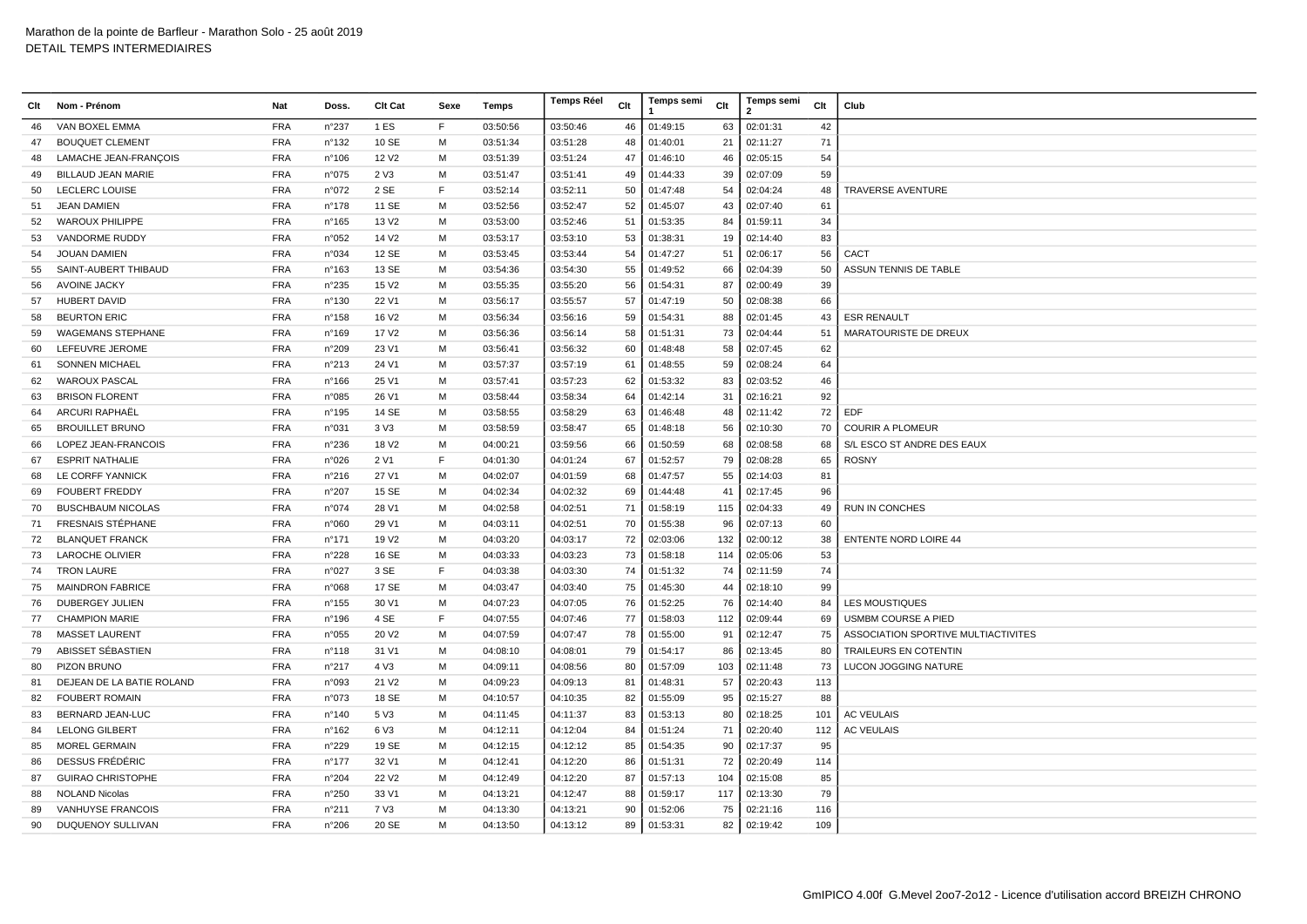Marathon de la pointe de Barfleur - Marathon Solo - 25 août 2019
DETAIL TEMPS INTERMEDIAIRES

| Clt | Nom - Prénom | Nat | Doss. | Clt Cat | Sexe | Temps | Temps Réel | Clt | Temps semi 1 | Clt | Temps semi 2 | Clt | Club |
|---|---|---|---|---|---|---|---|---|---|---|---|---|---|
| 46 | VAN BOXEL EMMA | FRA | n°237 | 1 ES | F | 03:50:56 | 03:50:46 | 46 | 01:49:15 | 63 | 02:01:31 | 42 | |
| 47 | BOUQUET CLEMENT | FRA | n°132 | 10 SE | M | 03:51:34 | 03:51:28 | 48 | 01:40:01 | 21 | 02:11:27 | 71 | |
| 48 | LAMACHE JEAN-FRANÇOIS | FRA | n°106 | 12 V2 | M | 03:51:39 | 03:51:24 | 47 | 01:46:10 | 46 | 02:05:15 | 54 | |
| 49 | BILLAUD JEAN MARIE | FRA | n°075 | 2 V3 | M | 03:51:47 | 03:51:41 | 49 | 01:44:33 | 39 | 02:07:09 | 59 | |
| 50 | LECLERC LOUISE | FRA | n°072 | 2 SE | F | 03:52:14 | 03:52:11 | 50 | 01:47:48 | 54 | 02:04:24 | 48 | TRAVERSE AVENTURE |
| 51 | JEAN DAMIEN | FRA | n°178 | 11 SE | M | 03:52:56 | 03:52:47 | 52 | 01:45:07 | 43 | 02:07:40 | 61 | |
| 52 | WAROUX PHILIPPE | FRA | n°165 | 13 V2 | M | 03:53:00 | 03:52:46 | 51 | 01:53:35 | 84 | 01:59:11 | 34 | |
| 53 | VANDORME RUDDY | FRA | n°052 | 14 V2 | M | 03:53:17 | 03:53:10 | 53 | 01:38:31 | 19 | 02:14:40 | 83 | |
| 54 | JOUAN DAMIEN | FRA | n°034 | 12 SE | M | 03:53:45 | 03:53:44 | 54 | 01:47:27 | 51 | 02:06:17 | 56 | CACT |
| 55 | SAINT-AUBERT THIBAUD | FRA | n°163 | 13 SE | M | 03:54:36 | 03:54:30 | 55 | 01:49:52 | 66 | 02:04:39 | 50 | ASSUN TENNIS DE TABLE |
| 56 | AVOINE JACKY | FRA | n°235 | 15 V2 | M | 03:55:35 | 03:55:20 | 56 | 01:54:31 | 87 | 02:00:49 | 39 | |
| 57 | HUBERT DAVID | FRA | n°130 | 22 V1 | M | 03:56:17 | 03:55:57 | 57 | 01:47:19 | 50 | 02:08:38 | 66 | |
| 58 | BEURTON ERIC | FRA | n°158 | 16 V2 | M | 03:56:34 | 03:56:16 | 59 | 01:54:31 | 88 | 02:01:45 | 43 | ESR RENAULT |
| 59 | WAGEMANS STEPHANE | FRA | n°169 | 17 V2 | M | 03:56:36 | 03:56:14 | 58 | 01:51:31 | 73 | 02:04:44 | 51 | MARATOURISTE DE DREUX |
| 60 | LEFEUVRE JEROME | FRA | n°209 | 23 V1 | M | 03:56:41 | 03:56:32 | 60 | 01:48:48 | 58 | 02:07:45 | 62 | |
| 61 | SONNEN MICHAEL | FRA | n°213 | 24 V1 | M | 03:57:37 | 03:57:19 | 61 | 01:48:55 | 59 | 02:08:24 | 64 | |
| 62 | WAROUX PASCAL | FRA | n°166 | 25 V1 | M | 03:57:41 | 03:57:23 | 62 | 01:53:32 | 83 | 02:03:52 | 46 | |
| 63 | BRISON FLORENT | FRA | n°085 | 26 V1 | M | 03:58:44 | 03:58:34 | 64 | 01:42:14 | 31 | 02:16:21 | 92 | |
| 64 | ARCURI RAPHAËL | FRA | n°195 | 14 SE | M | 03:58:55 | 03:58:29 | 63 | 01:46:48 | 48 | 02:11:42 | 72 | EDF |
| 65 | BROUILLET BRUNO | FRA | n°031 | 3 V3 | M | 03:58:59 | 03:58:47 | 65 | 01:48:18 | 56 | 02:10:30 | 70 | COURIR A PLOMEUR |
| 66 | LOPEZ JEAN-FRANCOIS | FRA | n°236 | 18 V2 | M | 04:00:21 | 03:59:56 | 66 | 01:50:59 | 68 | 02:08:58 | 68 | S/L ESCO ST ANDRE DES EAUX |
| 67 | ESPRIT NATHALIE | FRA | n°026 | 2 V1 | F | 04:01:30 | 04:01:24 | 67 | 01:52:57 | 79 | 02:08:28 | 65 | ROSNY |
| 68 | LE CORFF YANNICK | FRA | n°216 | 27 V1 | M | 04:02:07 | 04:01:59 | 68 | 01:47:57 | 55 | 02:14:03 | 81 | |
| 69 | FOUBERT FREDDY | FRA | n°207 | 15 SE | M | 04:02:34 | 04:02:32 | 69 | 01:44:48 | 41 | 02:17:45 | 96 | |
| 70 | BUSCHBAUM NICOLAS | FRA | n°074 | 28 V1 | M | 04:02:58 | 04:02:51 | 71 | 01:58:19 | 115 | 02:04:33 | 49 | RUN IN CONCHES |
| 71 | FRESNAIS STÉPHANE | FRA | n°060 | 29 V1 | M | 04:03:11 | 04:02:51 | 70 | 01:55:38 | 96 | 02:07:13 | 60 | |
| 72 | BLANQUET FRANCK | FRA | n°171 | 19 V2 | M | 04:03:20 | 04:03:17 | 72 | 02:03:06 | 132 | 02:00:12 | 38 | ENTENTE NORD LOIRE 44 |
| 73 | LAROCHE OLIVIER | FRA | n°228 | 16 SE | M | 04:03:33 | 04:03:23 | 73 | 01:58:18 | 114 | 02:05:06 | 53 | |
| 74 | TRON LAURE | FRA | n°027 | 3 SE | F | 04:03:38 | 04:03:30 | 74 | 01:51:32 | 74 | 02:11:59 | 74 | |
| 75 | MAINDRON FABRICE | FRA | n°068 | 17 SE | M | 04:03:47 | 04:03:40 | 75 | 01:45:30 | 44 | 02:18:10 | 99 | |
| 76 | DUBERGEY JULIEN | FRA | n°155 | 30 V1 | M | 04:07:23 | 04:07:05 | 76 | 01:52:25 | 76 | 02:14:40 | 84 | LES MOUSTIQUES |
| 77 | CHAMPION MARIE | FRA | n°196 | 4 SE | F | 04:07:55 | 04:07:46 | 77 | 01:58:03 | 112 | 02:09:44 | 69 | USMBM COURSE A PIED |
| 78 | MASSET LAURENT | FRA | n°055 | 20 V2 | M | 04:07:59 | 04:07:47 | 78 | 01:55:00 | 91 | 02:12:47 | 75 | ASSOCIATION SPORTIVE MULTIACTIVITES |
| 79 | ABISSET SÉBASTIEN | FRA | n°118 | 31 V1 | M | 04:08:10 | 04:08:01 | 79 | 01:54:17 | 86 | 02:13:45 | 80 | TRAILEURS EN COTENTIN |
| 80 | PIZON BRUNO | FRA | n°217 | 4 V3 | M | 04:09:11 | 04:08:56 | 80 | 01:57:09 | 103 | 02:11:48 | 73 | LUCON JOGGING NATURE |
| 81 | DEJEAN DE LA BATIE ROLAND | FRA | n°093 | 21 V2 | M | 04:09:23 | 04:09:13 | 81 | 01:48:31 | 57 | 02:20:43 | 113 | |
| 82 | FOUBERT ROMAIN | FRA | n°073 | 18 SE | M | 04:10:57 | 04:10:35 | 82 | 01:55:09 | 95 | 02:15:27 | 88 | |
| 83 | BERNARD JEAN-LUC | FRA | n°140 | 5 V3 | M | 04:11:45 | 04:11:37 | 83 | 01:53:13 | 80 | 02:18:25 | 101 | AC VEULAIS |
| 84 | LELONG GILBERT | FRA | n°162 | 6 V3 | M | 04:12:11 | 04:12:04 | 84 | 01:51:24 | 71 | 02:20:40 | 112 | AC VEULAIS |
| 85 | MOREL GERMAIN | FRA | n°229 | 19 SE | M | 04:12:15 | 04:12:12 | 85 | 01:54:35 | 90 | 02:17:37 | 95 | |
| 86 | DESSUS FRÉDÉRIC | FRA | n°177 | 32 V1 | M | 04:12:41 | 04:12:20 | 86 | 01:51:31 | 72 | 02:20:49 | 114 | |
| 87 | GUIRAO CHRISTOPHE | FRA | n°204 | 22 V2 | M | 04:12:49 | 04:12:20 | 87 | 01:57:13 | 104 | 02:15:08 | 85 | |
| 88 | NOLAND Nicolas | FRA | n°250 | 33 V1 | M | 04:13:21 | 04:12:47 | 88 | 01:59:17 | 117 | 02:13:30 | 79 | |
| 89 | VANHUYSE FRANCOIS | FRA | n°211 | 7 V3 | M | 04:13:30 | 04:13:21 | 90 | 01:52:06 | 75 | 02:21:16 | 116 | |
| 90 | DUQUENOY SULLIVAN | FRA | n°206 | 20 SE | M | 04:13:50 | 04:13:12 | 89 | 01:53:31 | 82 | 02:19:42 | 109 | |

GmIPICO 4.00f G.Mevel 2oo7-2o12 - Licence d'utilisation accord BREIZH CHRONO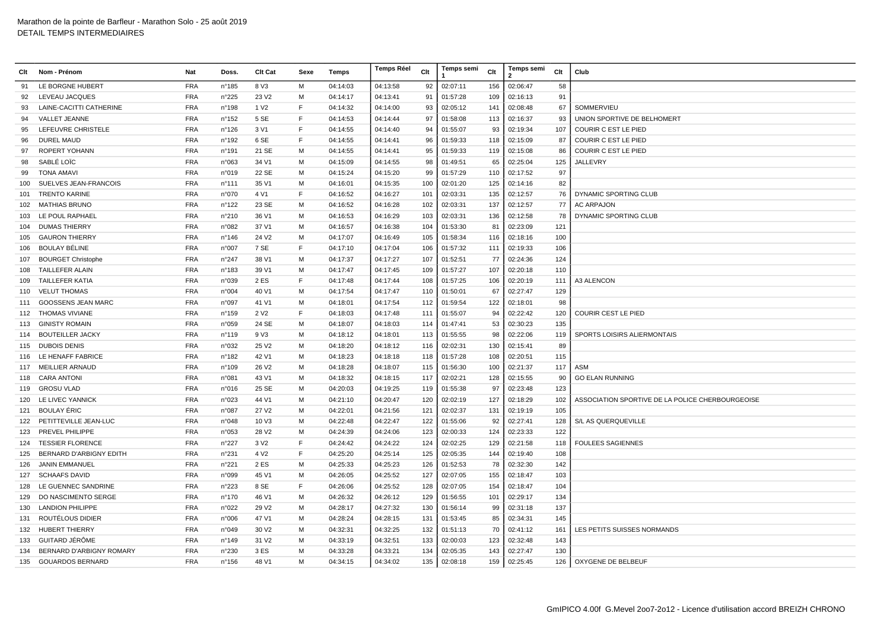Marathon de la pointe de Barfleur - Marathon Solo - 25 août 2019
DETAIL TEMPS INTERMEDIAIRES

| Clt | Nom - Prénom | Nat | Doss. | Clt Cat | Sexe | Temps | Temps Réel | Clt | Temps semi 1 | Clt | Temps semi 2 | Clt | Club |
|---|---|---|---|---|---|---|---|---|---|---|---|---|---|
| 91 | LE BORGNE HUBERT | FRA | n°185 | 8 V3 | M | 04:14:03 | 04:13:58 | 92 | 02:07:11 | 156 | 02:06:47 | 58 | |
| 92 | LEVEAU JACQUES | FRA | n°225 | 23 V2 | M | 04:14:17 | 04:13:41 | 91 | 01:57:28 | 109 | 02:16:13 | 91 | |
| 93 | LAINE-CACITTI CATHERINE | FRA | n°198 | 1 V2 | F | 04:14:32 | 04:14:00 | 93 | 02:05:12 | 141 | 02:08:48 | 67 | SOMMERVIEU |
| 94 | VALLET JEANNE | FRA | n°152 | 5 SE | F | 04:14:53 | 04:14:44 | 97 | 01:58:08 | 113 | 02:16:37 | 93 | UNION SPORTIVE DE BELHOMERT |
| 95 | LEFEUVRE CHRISTELE | FRA | n°126 | 3 V1 | F | 04:14:55 | 04:14:40 | 94 | 01:55:07 | 93 | 02:19:34 | 107 | COURIR C EST LE PIED |
| 96 | DUREL MAUD | FRA | n°192 | 6 SE | F | 04:14:55 | 04:14:41 | 96 | 01:59:33 | 118 | 02:15:09 | 87 | COURIR C EST LE PIED |
| 97 | ROPERT YOHANN | FRA | n°191 | 21 SE | M | 04:14:55 | 04:14:41 | 95 | 01:59:33 | 119 | 02:15:08 | 86 | COURIR C EST LE PIED |
| 98 | SABLÉ LOÏC | FRA | n°063 | 34 V1 | M | 04:15:09 | 04:14:55 | 98 | 01:49:51 | 65 | 02:25:04 | 125 | JALLEVRY |
| 99 | TONA AMAVI | FRA | n°019 | 22 SE | M | 04:15:24 | 04:15:20 | 99 | 01:57:29 | 110 | 02:17:52 | 97 | |
| 100 | SUELVES JEAN-FRANCOIS | FRA | n°111 | 35 V1 | M | 04:16:01 | 04:15:35 | 100 | 02:01:20 | 125 | 02:14:16 | 82 | |
| 101 | TRENTO KARINE | FRA | n°070 | 4 V1 | F | 04:16:52 | 04:16:27 | 101 | 02:03:31 | 135 | 02:12:57 | 76 | DYNAMIC SPORTING CLUB |
| 102 | MATHIAS BRUNO | FRA | n°122 | 23 SE | M | 04:16:52 | 04:16:28 | 102 | 02:03:31 | 137 | 02:12:57 | 77 | AC ARPAJON |
| 103 | LE POUL RAPHAEL | FRA | n°210 | 36 V1 | M | 04:16:53 | 04:16:29 | 103 | 02:03:31 | 136 | 02:12:58 | 78 | DYNAMIC SPORTING CLUB |
| 104 | DUMAS THIERRY | FRA | n°082 | 37 V1 | M | 04:16:57 | 04:16:38 | 104 | 01:53:30 | 81 | 02:23:09 | 121 | |
| 105 | GAURON THIERRY | FRA | n°146 | 24 V2 | M | 04:17:07 | 04:16:49 | 105 | 01:58:34 | 116 | 02:18:16 | 100 | |
| 106 | BOULAY BÉLINE | FRA | n°007 | 7 SE | F | 04:17:10 | 04:17:04 | 106 | 01:57:32 | 111 | 02:19:33 | 106 | |
| 107 | BOURGET Christophe | FRA | n°247 | 38 V1 | M | 04:17:37 | 04:17:27 | 107 | 01:52:51 | 77 | 02:24:36 | 124 | |
| 108 | TAILLEFER ALAIN | FRA | n°183 | 39 V1 | M | 04:17:47 | 04:17:45 | 109 | 01:57:27 | 107 | 02:20:18 | 110 | |
| 109 | TAILLEFER KATIA | FRA | n°039 | 2 ES | F | 04:17:48 | 04:17:44 | 108 | 01:57:25 | 106 | 02:20:19 | 111 | A3 ALENCON |
| 110 | VELUT THOMAS | FRA | n°004 | 40 V1 | M | 04:17:54 | 04:17:47 | 110 | 01:50:01 | 67 | 02:27:47 | 129 | |
| 111 | GOOSSENS JEAN MARC | FRA | n°097 | 41 V1 | M | 04:18:01 | 04:17:54 | 112 | 01:59:54 | 122 | 02:18:01 | 98 | |
| 112 | THOMAS VIVIANE | FRA | n°159 | 2 V2 | F | 04:18:03 | 04:17:48 | 111 | 01:55:07 | 94 | 02:22:42 | 120 | COURIR CEST LE PIED |
| 113 | GINISTY ROMAIN | FRA | n°059 | 24 SE | M | 04:18:07 | 04:18:03 | 114 | 01:47:41 | 53 | 02:30:23 | 135 | |
| 114 | BOUTEILLER JACKY | FRA | n°119 | 9 V3 | M | 04:18:12 | 04:18:01 | 113 | 01:55:55 | 98 | 02:22:06 | 119 | SPORTS LOISIRS ALIERMONTAIS |
| 115 | DUBOIS DENIS | FRA | n°032 | 25 V2 | M | 04:18:20 | 04:18:12 | 116 | 02:02:31 | 130 | 02:15:41 | 89 | |
| 116 | LE HENAFF FABRICE | FRA | n°182 | 42 V1 | M | 04:18:23 | 04:18:18 | 118 | 01:57:28 | 108 | 02:20:51 | 115 | |
| 117 | MEILLIER ARNAUD | FRA | n°109 | 26 V2 | M | 04:18:28 | 04:18:07 | 115 | 01:56:30 | 100 | 02:21:37 | 117 | ASM |
| 118 | CARA ANTONI | FRA | n°081 | 43 V1 | M | 04:18:32 | 04:18:15 | 117 | 02:02:21 | 128 | 02:15:55 | 90 | GO ELAN RUNNING |
| 119 | GROSU VLAD | FRA | n°016 | 25 SE | M | 04:20:03 | 04:19:25 | 119 | 01:55:38 | 97 | 02:23:48 | 123 | |
| 120 | LE LIVEC YANNICK | FRA | n°023 | 44 V1 | M | 04:21:10 | 04:20:47 | 120 | 02:02:19 | 127 | 02:18:29 | 102 | ASSOCIATION SPORTIVE DE LA POLICE CHERBOURGEOISE |
| 121 | BOULAY ÉRIC | FRA | n°087 | 27 V2 | M | 04:22:01 | 04:21:56 | 121 | 02:02:37 | 131 | 02:19:19 | 105 | |
| 122 | PETITTEVILLE JEAN-LUC | FRA | n°048 | 10 V3 | M | 04:22:48 | 04:22:47 | 122 | 01:55:06 | 92 | 02:27:41 | 128 | S/L AS QUERQUEVILLE |
| 123 | PREVEL PHILIPPE | FRA | n°053 | 28 V2 | M | 04:24:39 | 04:24:06 | 123 | 02:00:33 | 124 | 02:23:33 | 122 | |
| 124 | TESSIER FLORENCE | FRA | n°227 | 3 V2 | F | 04:24:42 | 04:24:22 | 124 | 02:02:25 | 129 | 02:21:58 | 118 | FOULEES SAGIENNES |
| 125 | BERNARD D'ARBIGNY EDITH | FRA | n°231 | 4 V2 | F | 04:25:20 | 04:25:14 | 125 | 02:05:35 | 144 | 02:19:40 | 108 | |
| 126 | JANIN EMMANUEL | FRA | n°221 | 2 ES | M | 04:25:33 | 04:25:23 | 126 | 01:52:53 | 78 | 02:32:30 | 142 | |
| 127 | SCHAAFS DAVID | FRA | n°099 | 45 V1 | M | 04:26:05 | 04:25:52 | 127 | 02:07:05 | 155 | 02:18:47 | 103 | |
| 128 | LE GUENNEC SANDRINE | FRA | n°223 | 8 SE | F | 04:26:06 | 04:25:52 | 128 | 02:07:05 | 154 | 02:18:47 | 104 | |
| 129 | DO NASCIMENTO SERGE | FRA | n°170 | 46 V1 | M | 04:26:32 | 04:26:12 | 129 | 01:56:55 | 101 | 02:29:17 | 134 | |
| 130 | LANDION PHILIPPE | FRA | n°022 | 29 V2 | M | 04:28:17 | 04:27:32 | 130 | 01:56:14 | 99 | 02:31:18 | 137 | |
| 131 | ROUTÉLOUS DIDIER | FRA | n°006 | 47 V1 | M | 04:28:24 | 04:28:15 | 131 | 01:53:45 | 85 | 02:34:31 | 145 | |
| 132 | HUBERT THIERRY | FRA | n°049 | 30 V2 | M | 04:32:31 | 04:32:25 | 132 | 01:51:13 | 70 | 02:41:12 | 161 | LES PETITS SUISSES NORMANDS |
| 133 | GUITARD JÉRÔME | FRA | n°149 | 31 V2 | M | 04:33:19 | 04:32:51 | 133 | 02:00:03 | 123 | 02:32:48 | 143 | |
| 134 | BERNARD D'ARBIGNY ROMARY | FRA | n°230 | 3 ES | M | 04:33:28 | 04:33:21 | 134 | 02:05:35 | 143 | 02:27:47 | 130 | |
| 135 | GOUARDOS BERNARD | FRA | n°156 | 48 V1 | M | 04:34:15 | 04:34:02 | 135 | 02:08:18 | 159 | 02:25:45 | 126 | OXYGENE DE BELBEUF |

GmIPICO 4.00f G.Mevel 2oo7-2o12 - Licence d'utilisation accord BREIZH CHRONO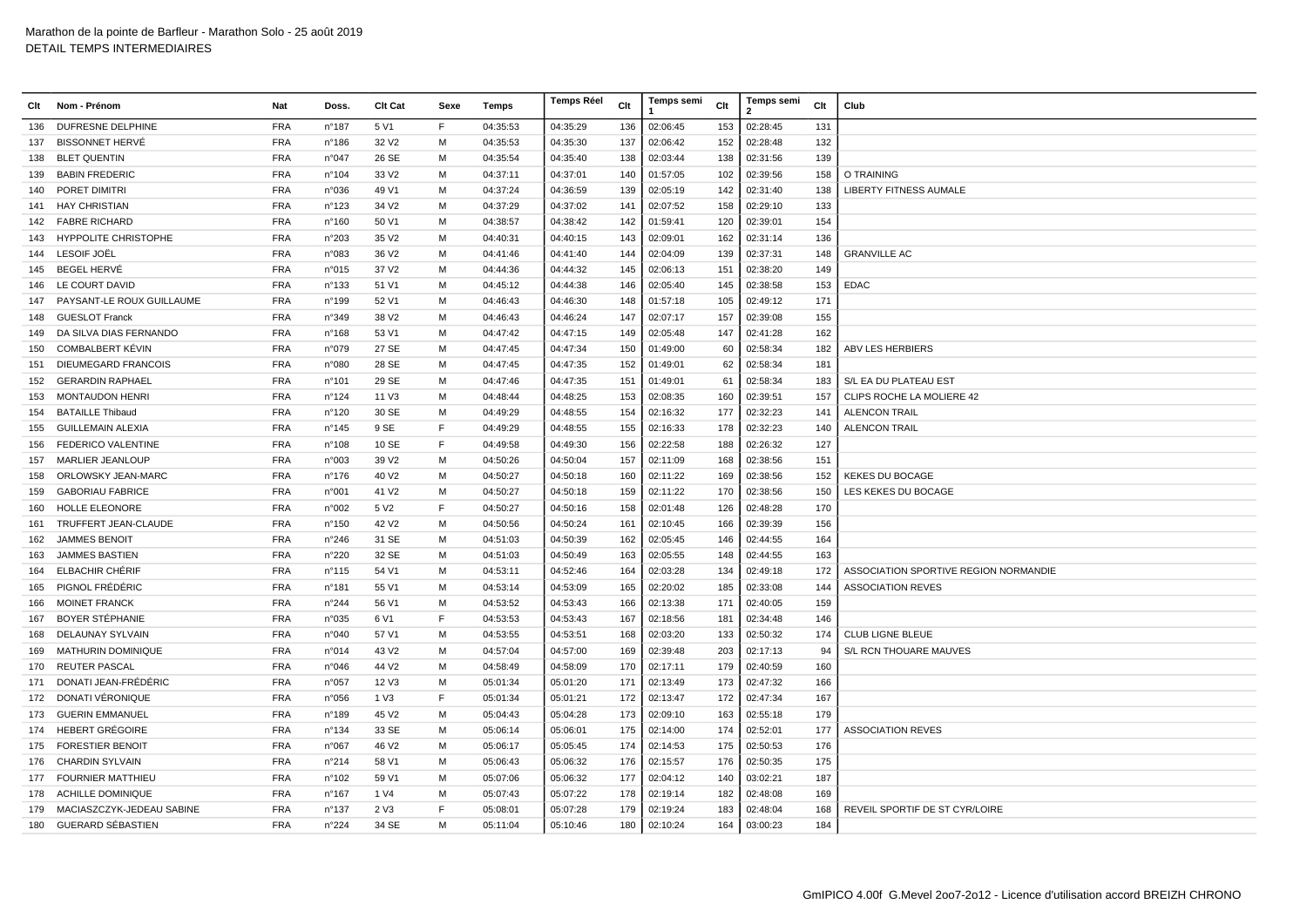Marathon de la pointe de Barfleur - Marathon Solo - 25 août 2019
DETAIL TEMPS INTERMEDIAIRES

| Clt | Nom - Prénom | Nat | Doss. | Clt Cat | Sexe | Temps | Temps Réel | Clt | Temps semi 1 | Clt | Temps semi 2 | Clt | Club |
|---|---|---|---|---|---|---|---|---|---|---|---|---|---|
| 136 | DUFRESNE DELPHINE | FRA | n°187 | 5 V1 | F | 04:35:53 | 04:35:29 | 136 | 02:06:45 | 153 | 02:28:45 | 131 | |
| 137 | BISSONNET HERVÉ | FRA | n°186 | 32 V2 | M | 04:35:53 | 04:35:30 | 137 | 02:06:42 | 152 | 02:28:48 | 132 | |
| 138 | BLET QUENTIN | FRA | n°047 | 26 SE | M | 04:35:54 | 04:35:40 | 138 | 02:03:44 | 138 | 02:31:56 | 139 | |
| 139 | BABIN FREDERIC | FRA | n°104 | 33 V2 | M | 04:37:11 | 04:37:01 | 140 | 01:57:05 | 102 | 02:39:56 | 158 | O TRAINING |
| 140 | PORET DIMITRI | FRA | n°036 | 49 V1 | M | 04:37:24 | 04:36:59 | 139 | 02:05:19 | 142 | 02:31:40 | 138 | LIBERTY FITNESS AUMALE |
| 141 | HAY CHRISTIAN | FRA | n°123 | 34 V2 | M | 04:37:29 | 04:37:02 | 141 | 02:07:52 | 158 | 02:29:10 | 133 | |
| 142 | FABRE RICHARD | FRA | n°160 | 50 V1 | M | 04:38:57 | 04:38:42 | 142 | 01:59:41 | 120 | 02:39:01 | 154 | |
| 143 | HYPPOLITE CHRISTOPHE | FRA | n°203 | 35 V2 | M | 04:40:31 | 04:40:15 | 143 | 02:09:01 | 162 | 02:31:14 | 136 | |
| 144 | LESOIF JOËL | FRA | n°083 | 36 V2 | M | 04:41:46 | 04:41:40 | 144 | 02:04:09 | 139 | 02:37:31 | 148 | GRANVILLE AC |
| 145 | BEGEL HERVÉ | FRA | n°015 | 37 V2 | M | 04:44:36 | 04:44:32 | 145 | 02:06:13 | 151 | 02:38:20 | 149 | |
| 146 | LE COURT DAVID | FRA | n°133 | 51 V1 | M | 04:45:12 | 04:44:38 | 146 | 02:05:40 | 145 | 02:38:58 | 153 | EDAC |
| 147 | PAYSANT-LE ROUX GUILLAUME | FRA | n°199 | 52 V1 | M | 04:46:43 | 04:46:30 | 148 | 01:57:18 | 105 | 02:49:12 | 171 | |
| 148 | GUESLOT Franck | FRA | n°349 | 38 V2 | M | 04:46:43 | 04:46:24 | 147 | 02:07:17 | 157 | 02:39:08 | 155 | |
| 149 | DA SILVA DIAS FERNANDO | FRA | n°168 | 53 V1 | M | 04:47:42 | 04:47:15 | 149 | 02:05:48 | 147 | 02:41:28 | 162 | |
| 150 | COMBALBERT KÉVIN | FRA | n°079 | 27 SE | M | 04:47:45 | 04:47:34 | 150 | 01:49:00 | 60 | 02:58:34 | 182 | ABV LES HERBIERS |
| 151 | DIEUMEGARD FRANCOIS | FRA | n°080 | 28 SE | M | 04:47:45 | 04:47:35 | 152 | 01:49:01 | 62 | 02:58:34 | 181 | |
| 152 | GERARDIN RAPHAEL | FRA | n°101 | 29 SE | M | 04:47:46 | 04:47:35 | 151 | 01:49:01 | 61 | 02:58:34 | 183 | S/L EA DU PLATEAU EST |
| 153 | MONTAUDON HENRI | FRA | n°124 | 11 V3 | M | 04:48:44 | 04:48:25 | 153 | 02:08:35 | 160 | 02:39:51 | 157 | CLIPS ROCHE LA MOLIERE 42 |
| 154 | BATAILLE Thibaud | FRA | n°120 | 30 SE | M | 04:49:29 | 04:48:55 | 154 | 02:16:32 | 177 | 02:32:23 | 141 | ALENCON TRAIL |
| 155 | GUILLEMAIN ALEXIA | FRA | n°145 | 9 SE | F | 04:49:29 | 04:48:55 | 155 | 02:16:33 | 178 | 02:32:23 | 140 | ALENCON TRAIL |
| 156 | FEDERICO VALENTINE | FRA | n°108 | 10 SE | F | 04:49:58 | 04:49:30 | 156 | 02:22:58 | 188 | 02:26:32 | 127 | |
| 157 | MARLIER JEANLOUP | FRA | n°003 | 39 V2 | M | 04:50:26 | 04:50:04 | 157 | 02:11:09 | 168 | 02:38:56 | 151 | |
| 158 | ORLOWSKY JEAN-MARC | FRA | n°176 | 40 V2 | M | 04:50:27 | 04:50:18 | 160 | 02:11:22 | 169 | 02:38:56 | 152 | KEKES DU BOCAGE |
| 159 | GABORIAU FABRICE | FRA | n°001 | 41 V2 | M | 04:50:27 | 04:50:18 | 159 | 02:11:22 | 170 | 02:38:56 | 150 | LES KEKES DU BOCAGE |
| 160 | HOLLE ELEONORE | FRA | n°002 | 5 V2 | F | 04:50:27 | 04:50:16 | 158 | 02:01:48 | 126 | 02:48:28 | 170 | |
| 161 | TRUFFERT JEAN-CLAUDE | FRA | n°150 | 42 V2 | M | 04:50:56 | 04:50:24 | 161 | 02:10:45 | 166 | 02:39:39 | 156 | |
| 162 | JAMMES BENOIT | FRA | n°246 | 31 SE | M | 04:51:03 | 04:50:39 | 162 | 02:05:45 | 146 | 02:44:55 | 164 | |
| 163 | JAMMES BASTIEN | FRA | n°220 | 32 SE | M | 04:51:03 | 04:50:49 | 163 | 02:05:55 | 148 | 02:44:55 | 163 | |
| 164 | ELBACHIR CHÉRIF | FRA | n°115 | 54 V1 | M | 04:53:11 | 04:52:46 | 164 | 02:03:28 | 134 | 02:49:18 | 172 | ASSOCIATION SPORTIVE REGION NORMANDIE |
| 165 | PIGNOL FRÉDÉRIC | FRA | n°181 | 55 V1 | M | 04:53:14 | 04:53:09 | 165 | 02:20:02 | 185 | 02:33:08 | 144 | ASSOCIATION REVES |
| 166 | MOINET FRANCK | FRA | n°244 | 56 V1 | M | 04:53:52 | 04:53:43 | 166 | 02:13:38 | 171 | 02:40:05 | 159 | |
| 167 | BOYER STÉPHANIE | FRA | n°035 | 6 V1 | F | 04:53:53 | 04:53:43 | 167 | 02:18:56 | 181 | 02:34:48 | 146 | |
| 168 | DELAUNAY SYLVAIN | FRA | n°040 | 57 V1 | M | 04:53:55 | 04:53:51 | 168 | 02:03:20 | 133 | 02:50:32 | 174 | CLUB LIGNE BLEUE |
| 169 | MATHURIN DOMINIQUE | FRA | n°014 | 43 V2 | M | 04:57:04 | 04:57:00 | 169 | 02:39:48 | 203 | 02:17:13 | 94 | S/L RCN THOUARE MAUVES |
| 170 | REUTER PASCAL | FRA | n°046 | 44 V2 | M | 04:58:49 | 04:58:09 | 170 | 02:17:11 | 179 | 02:40:59 | 160 | |
| 171 | DONATI JEAN-FRÉDÉRIC | FRA | n°057 | 12 V3 | M | 05:01:34 | 05:01:20 | 171 | 02:13:49 | 173 | 02:47:32 | 166 | |
| 172 | DONATI VÉRONIQUE | FRA | n°056 | 1 V3 | F | 05:01:34 | 05:01:21 | 172 | 02:13:47 | 172 | 02:47:34 | 167 | |
| 173 | GUERIN EMMANUEL | FRA | n°189 | 45 V2 | M | 05:04:43 | 05:04:28 | 173 | 02:09:10 | 163 | 02:55:18 | 179 | |
| 174 | HEBERT GRÉGOIRE | FRA | n°134 | 33 SE | M | 05:06:14 | 05:06:01 | 175 | 02:14:00 | 174 | 02:52:01 | 177 | ASSOCIATION REVES |
| 175 | FORESTIER BENOIT | FRA | n°067 | 46 V2 | M | 05:06:17 | 05:05:45 | 174 | 02:14:53 | 175 | 02:50:53 | 176 | |
| 176 | CHARDIN SYLVAIN | FRA | n°214 | 58 V1 | M | 05:06:43 | 05:06:32 | 176 | 02:15:57 | 176 | 02:50:35 | 175 | |
| 177 | FOURNIER MATTHIEU | FRA | n°102 | 59 V1 | M | 05:07:06 | 05:06:32 | 177 | 02:04:12 | 140 | 03:02:21 | 187 | |
| 178 | ACHILLE DOMINIQUE | FRA | n°167 | 1 V4 | M | 05:07:43 | 05:07:22 | 178 | 02:19:14 | 182 | 02:48:08 | 169 | |
| 179 | MACIASZCZYK-JEDEAU SABINE | FRA | n°137 | 2 V3 | F | 05:08:01 | 05:07:28 | 179 | 02:19:24 | 183 | 02:48:04 | 168 | REVEIL SPORTIF DE ST CYR/LOIRE |
| 180 | GUERARD SÉBASTIEN | FRA | n°224 | 34 SE | M | 05:11:04 | 05:10:46 | 180 | 02:10:24 | 164 | 03:00:23 | 184 | |

GmIPICO 4.00f G.Mevel 2oo7-2o12 - Licence d'utilisation accord BREIZH CHRONO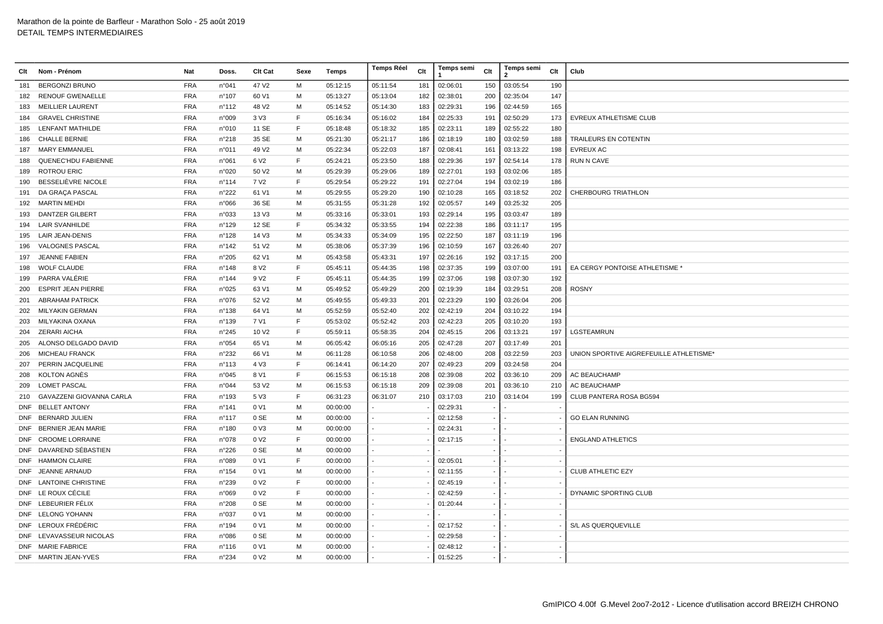# Marathon de la pointe de Barfleur - Marathon Solo - 25 août 2019

DETAIL TEMPS INTERMEDIAIRES

| Clt | Nom - Prénom | Nat | Doss. | Clt Cat | Sexe | Temps | Temps Réel | Clt | Temps semi 1 | Clt | Temps semi 2 | Clt | Club |
|---|---|---|---|---|---|---|---|---|---|---|---|---|---|
| 181 | BERGONZI BRUNO | FRA | n°041 | 47 V2 | M | 05:12:15 | 05:11:54 | 181 | 02:06:01 | 150 | 03:05:54 | 190 | |
| 182 | RENOUF GWENAELLE | FRA | n°107 | 60 V1 | M | 05:13:27 | 05:13:04 | 182 | 02:38:01 | 200 | 02:35:04 | 147 | |
| 183 | MEILLIER LAURENT | FRA | n°112 | 48 V2 | M | 05:14:52 | 05:14:30 | 183 | 02:29:31 | 196 | 02:44:59 | 165 | |
| 184 | GRAVEL CHRISTINE | FRA | n°009 | 3 V3 | F | 05:16:34 | 05:16:02 | 184 | 02:25:33 | 191 | 02:50:29 | 173 | EVREUX ATHLETISME CLUB |
| 185 | LENFANT MATHILDE | FRA | n°010 | 11 SE | F | 05:18:48 | 05:18:32 | 185 | 02:23:11 | 189 | 02:55:22 | 180 | |
| 186 | CHALLE BERNIE | FRA | n°218 | 35 SE | M | 05:21:30 | 05:21:17 | 186 | 02:18:19 | 180 | 03:02:59 | 188 | TRAILEURS EN COTENTIN |
| 187 | MARY EMMANUEL | FRA | n°011 | 49 V2 | M | 05:22:34 | 05:22:03 | 187 | 02:08:41 | 161 | 03:13:22 | 198 | EVREUX AC |
| 188 | QUENEC'HDU FABIENNE | FRA | n°061 | 6 V2 | F | 05:24:21 | 05:23:50 | 188 | 02:29:36 | 197 | 02:54:14 | 178 | RUN N CAVE |
| 189 | ROTROU ERIC | FRA | n°020 | 50 V2 | M | 05:29:39 | 05:29:06 | 189 | 02:27:01 | 193 | 03:02:06 | 185 | |
| 190 | BESSELIÈVRE NICOLE | FRA | n°114 | 7 V2 | F | 05:29:54 | 05:29:22 | 191 | 02:27:04 | 194 | 03:02:19 | 186 | |
| 191 | DA GRAÇA PASCAL | FRA | n°222 | 61 V1 | M | 05:29:55 | 05:29:20 | 190 | 02:10:28 | 165 | 03:18:52 | 202 | CHERBOURG TRIATHLON |
| 192 | MARTIN MEHDI | FRA | n°066 | 36 SE | M | 05:31:55 | 05:31:28 | 192 | 02:05:57 | 149 | 03:25:32 | 205 | |
| 193 | DANTZER GILBERT | FRA | n°033 | 13 V3 | M | 05:33:16 | 05:33:01 | 193 | 02:29:14 | 195 | 03:03:47 | 189 | |
| 194 | LAIR SVANHILDE | FRA | n°129 | 12 SE | F | 05:34:32 | 05:33:55 | 194 | 02:22:38 | 186 | 03:11:17 | 195 | |
| 195 | LAIR JEAN-DENIS | FRA | n°128 | 14 V3 | M | 05:34:33 | 05:34:09 | 195 | 02:22:50 | 187 | 03:11:19 | 196 | |
| 196 | VALOGNES PASCAL | FRA | n°142 | 51 V2 | M | 05:38:06 | 05:37:39 | 196 | 02:10:59 | 167 | 03:26:40 | 207 | |
| 197 | JEANNE FABIEN | FRA | n°205 | 62 V1 | M | 05:43:58 | 05:43:31 | 197 | 02:26:16 | 192 | 03:17:15 | 200 | |
| 198 | WOLF CLAUDE | FRA | n°148 | 8 V2 | F | 05:45:11 | 05:44:35 | 198 | 02:37:35 | 199 | 03:07:00 | 191 | EA CERGY PONTOISE ATHLETISME * |
| 199 | PARRA VALÉRIE | FRA | n°144 | 9 V2 | F | 05:45:11 | 05:44:35 | 199 | 02:37:06 | 198 | 03:07:30 | 192 | |
| 200 | ESPRIT JEAN PIERRE | FRA | n°025 | 63 V1 | M | 05:49:52 | 05:49:29 | 200 | 02:19:39 | 184 | 03:29:51 | 208 | ROSNY |
| 201 | ABRAHAM PATRICK | FRA | n°076 | 52 V2 | M | 05:49:55 | 05:49:33 | 201 | 02:23:29 | 190 | 03:26:04 | 206 | |
| 202 | MILYAKIN GERMAN | FRA | n°138 | 64 V1 | M | 05:52:59 | 05:52:40 | 202 | 02:42:19 | 204 | 03:10:22 | 194 | |
| 203 | MILYAKINA OXANA | FRA | n°139 | 7 V1 | F | 05:53:02 | 05:52:42 | 203 | 02:42:23 | 205 | 03:10:20 | 193 | |
| 204 | ZERARI AICHA | FRA | n°245 | 10 V2 | F | 05:59:11 | 05:58:35 | 204 | 02:45:15 | 206 | 03:13:21 | 197 | LGSTEAMRUN |
| 205 | ALONSO DELGADO DAVID | FRA | n°054 | 65 V1 | M | 06:05:42 | 06:05:16 | 205 | 02:47:28 | 207 | 03:17:49 | 201 | |
| 206 | MICHEAU FRANCK | FRA | n°232 | 66 V1 | M | 06:11:28 | 06:10:58 | 206 | 02:48:00 | 208 | 03:22:59 | 203 | UNION SPORTIVE AIGREFEUILLE ATHLETISME* |
| 207 | PERRIN JACQUELINE | FRA | n°113 | 4 V3 | F | 06:14:41 | 06:14:20 | 207 | 02:49:23 | 209 | 03:24:58 | 204 | |
| 208 | KOLTON AGNÈS | FRA | n°045 | 8 V1 | F | 06:15:53 | 06:15:18 | 208 | 02:39:08 | 202 | 03:36:10 | 209 | AC BEAUCHAMP |
| 209 | LOMET PASCAL | FRA | n°044 | 53 V2 | M | 06:15:53 | 06:15:18 | 209 | 02:39:08 | 201 | 03:36:10 | 210 | AC BEAUCHAMP |
| 210 | GAVAZZENI GIOVANNA CARLA | FRA | n°193 | 5 V3 | F | 06:31:23 | 06:31:07 | 210 | 03:17:03 | 210 | 03:14:04 | 199 | CLUB PANTERA ROSA BG594 |
| DNF | BELLET ANTONY | FRA | n°141 | 0 V1 | M | 00:00:00 | - | - | 02:29:31 | - | - | - | |
| DNF | BERNARD JULIEN | FRA | n°117 | 0 SE | M | 00:00:00 | - | - | 02:12:58 | - | - | - | GO ELAN RUNNING |
| DNF | BERNIER JEAN MARIE | FRA | n°180 | 0 V3 | M | 00:00:00 | - | - | 02:24:31 | - | - | - | |
| DNF | CROOME LORRAINE | FRA | n°078 | 0 V2 | F | 00:00:00 | - | - | 02:17:15 | - | - | - | ENGLAND ATHLETICS |
| DNF | DAVAREND SÉBASTIEN | FRA | n°226 | 0 SE | M | 00:00:00 | - | - | - | - | - | - | |
| DNF | HAMMON CLAIRE | FRA | n°089 | 0 V1 | F | 00:00:00 | - | - | 02:05:01 | - | - | - | |
| DNF | JEANNE ARNAUD | FRA | n°154 | 0 V1 | M | 00:00:00 | - | - | 02:11:55 | - | - | - | CLUB ATHLETIC EZY |
| DNF | LANTOINE CHRISTINE | FRA | n°239 | 0 V2 | F | 00:00:00 | - | - | 02:45:19 | - | - | - | |
| DNF | LE ROUX CÉCILE | FRA | n°069 | 0 V2 | F | 00:00:00 | - | - | 02:42:59 | - | - | - | DYNAMIC SPORTING CLUB |
| DNF | LEBEURIER FÉLIX | FRA | n°208 | 0 SE | M | 00:00:00 | - | - | 01:20:44 | - | - | - | |
| DNF | LELONG YOHANN | FRA | n°037 | 0 V1 | M | 00:00:00 | - | - | - | - | - | - | |
| DNF | LEROUX FRÉDÉRIC | FRA | n°194 | 0 V1 | M | 00:00:00 | - | - | 02:17:52 | - | - | - | S/L AS QUERQUEVILLE |
| DNF | LEVAVASSEUR NICOLAS | FRA | n°086 | 0 SE | M | 00:00:00 | - | - | 02:29:58 | - | - | - | |
| DNF | MARIE FABRICE | FRA | n°116 | 0 V1 | M | 00:00:00 | - | - | 02:48:12 | - | - | - | |
| DNF | MARTIN JEAN-YVES | FRA | n°234 | 0 V2 | M | 00:00:00 | - | - | 01:52:25 | - | - | - | |

GmIPICO 4.00f G.Mevel 2oo7-2o12 - Licence d'utilisation accord BREIZH CHRONO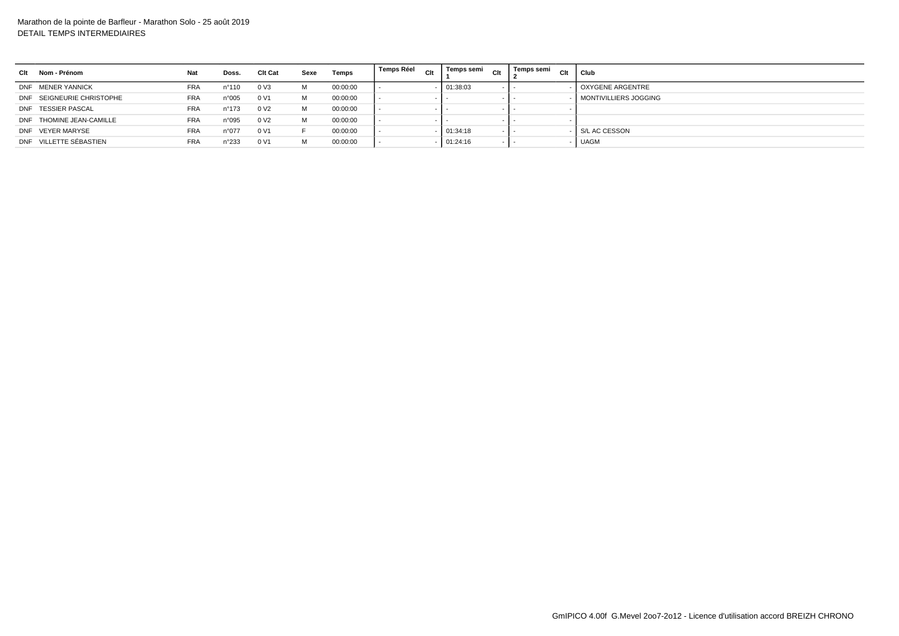Marathon de la pointe de Barfleur - Marathon Solo - 25 août 2019
DETAIL TEMPS INTERMEDIAIRES

| Clt | Nom - Prénom | Nat | Doss. | Clt Cat | Sexe | Temps | Temps Réel | Clt | Temps semi 1 | Clt | Temps semi 2 | Clt | Club |
|---|---|---|---|---|---|---|---|---|---|---|---|---|---|
| DNF | MENER YANNICK | FRA | n°110 | 0 V3 | M | 00:00:00 | - | - | 01:38:03 | - | - | - | OXYGENE ARGENTRE |
| DNF | SEIGNEURIE CHRISTOPHE | FRA | n°005 | 0 V1 | M | 00:00:00 | - | - | - | - | - | - | MONTIVILLIERS JOGGING |
| DNF | TESSIER PASCAL | FRA | n°173 | 0 V2 | M | 00:00:00 | - | - | - | - | - | - | |
| DNF | THOMINE JEAN-CAMILLE | FRA | n°095 | 0 V2 | M | 00:00:00 | - | - | - | - | - | - | |
| DNF | VEYER MARYSE | FRA | n°077 | 0 V1 | F | 00:00:00 | - | - | 01:34:18 | - | - | - | S/L AC CESSON |
| DNF | VILLETTE SÉBASTIEN | FRA | n°233 | 0 V1 | M | 00:00:00 | - | - | 01:24:16 | - | - | - | UAGM |

GmIPICO 4.00f G.Mevel 2oo7-2o12 - Licence d'utilisation accord BREIZH CHRONO